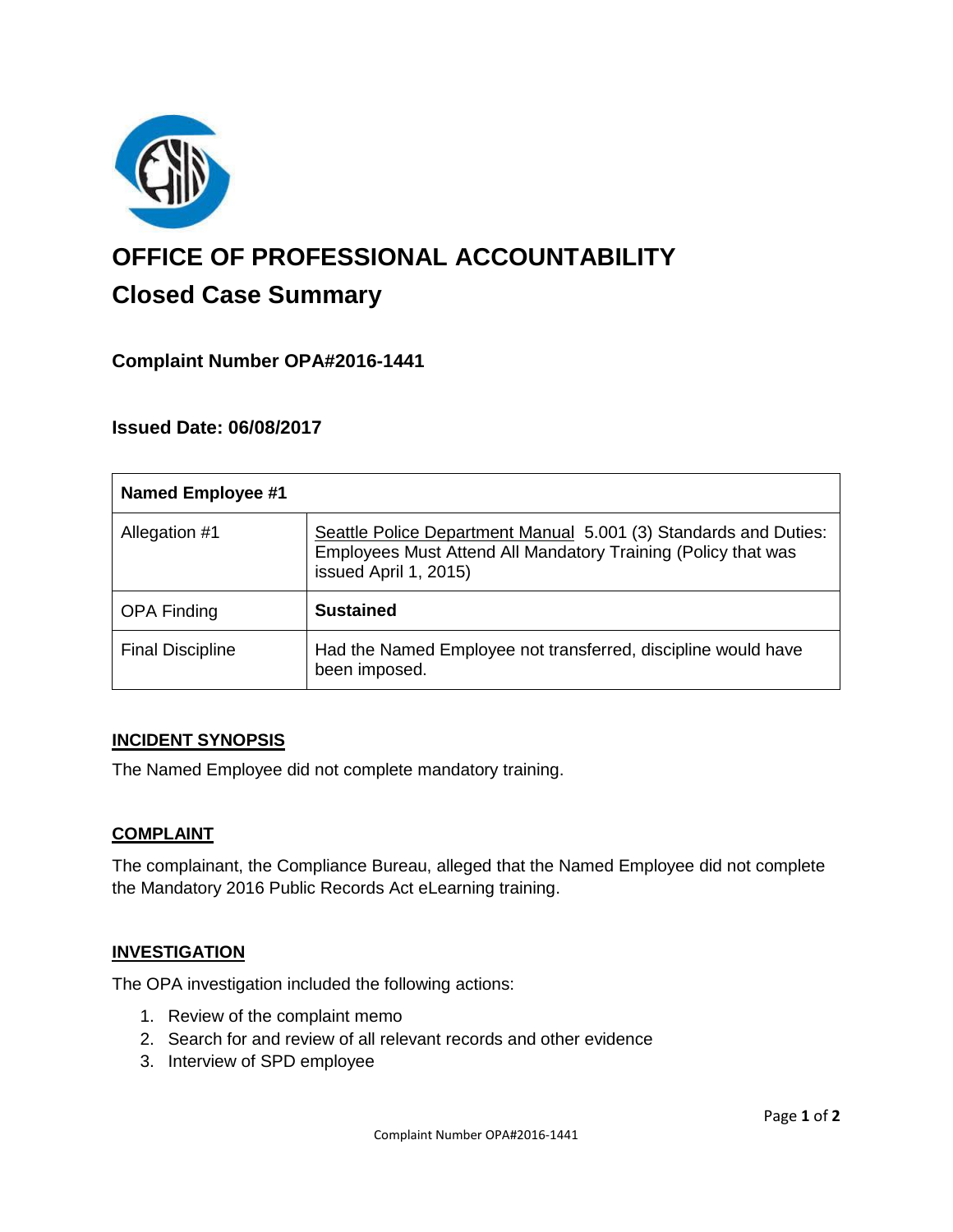# OFFICE OF PROFESSIONAL ACCOUNTABILITY

## Closed Case Summary

### Complaint Number OPA#2016-1441

### Issued Date: 06/08/2017

| Named Employee #1 | |
|---|---|
| Allegation #1 | Seattle Police Department Manual 5.001 (3) Standards and Duties: Employees Must Attend All Mandatory Training (Policy that was issued April 1, 2015) |
| OPA Finding | **Sustained** |
| Final Discipline | Had the Named Employee not transferred, discipline would have been imposed. |

**INCIDENT SYNOPSIS**

The Named Employee did not complete mandatory training.

**COMPLAINT**

The complainant, the Compliance Bureau, alleged that the Named Employee did not complete the Mandatory 2016 Public Records Act eLearning training.

**INVESTIGATION**

The OPA investigation included the following actions:

1. Review of the complaint memo
2. Search for and review of all relevant records and other evidence
3. Interview of SPD employee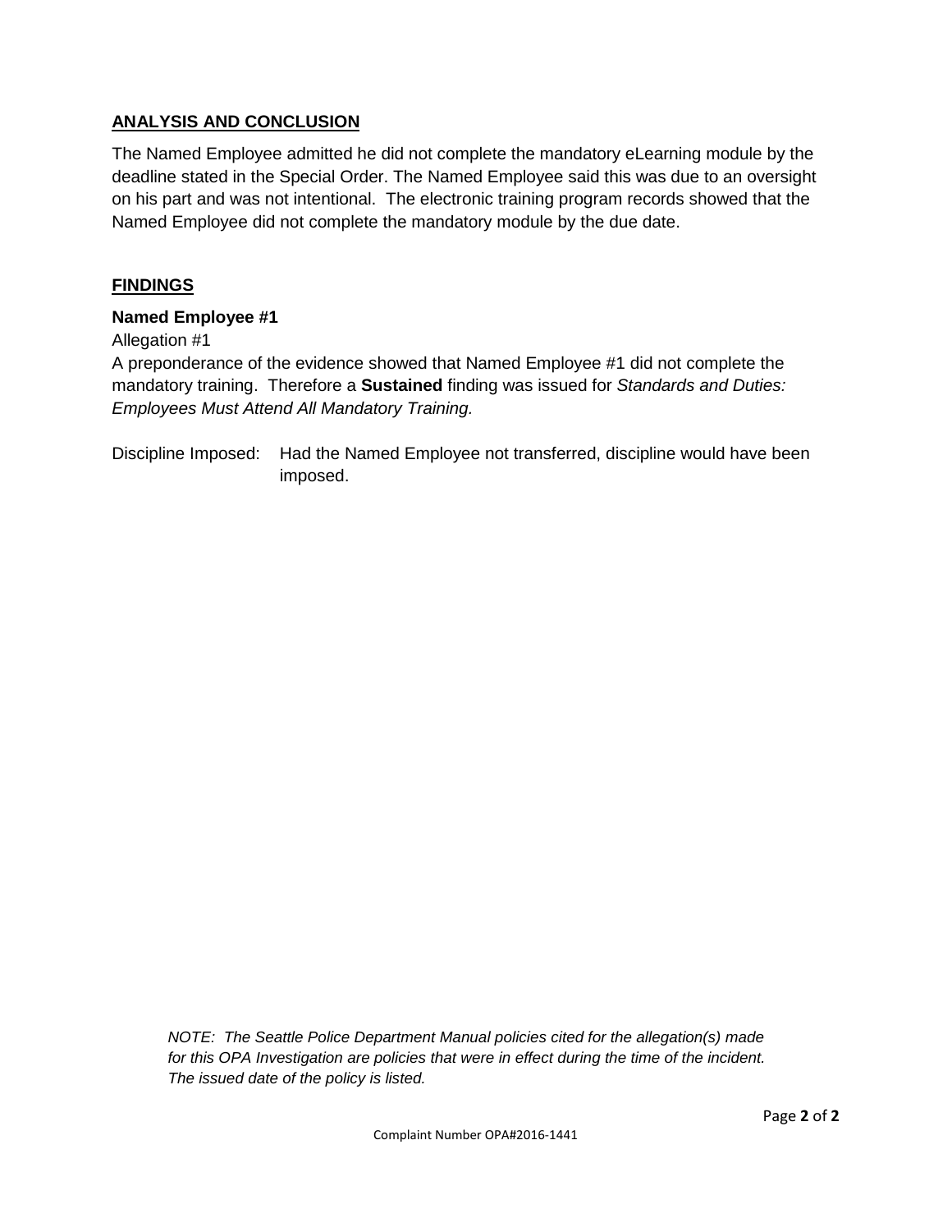## ANALYSIS AND CONCLUSION

The Named Employee admitted he did not complete the mandatory eLearning module by the deadline stated in the Special Order. The Named Employee said this was due to an oversight on his part and was not intentional. The electronic training program records showed that the Named Employee did not complete the mandatory module by the due date.

## FINDINGS

**Named Employee #1**

Allegation #1

A preponderance of the evidence showed that Named Employee #1 did not complete the mandatory training. Therefore a **Sustained** finding was issued for *Standards and Duties: Employees Must Attend All Mandatory Training.*

Discipline Imposed: Had the Named Employee not transferred, discipline would have been imposed.

*NOTE: The Seattle Police Department Manual policies cited for the allegation(s) made for this OPA Investigation are policies that were in effect during the time of the incident. The issued date of the policy is listed.*

Complaint Number OPA#2016-1441